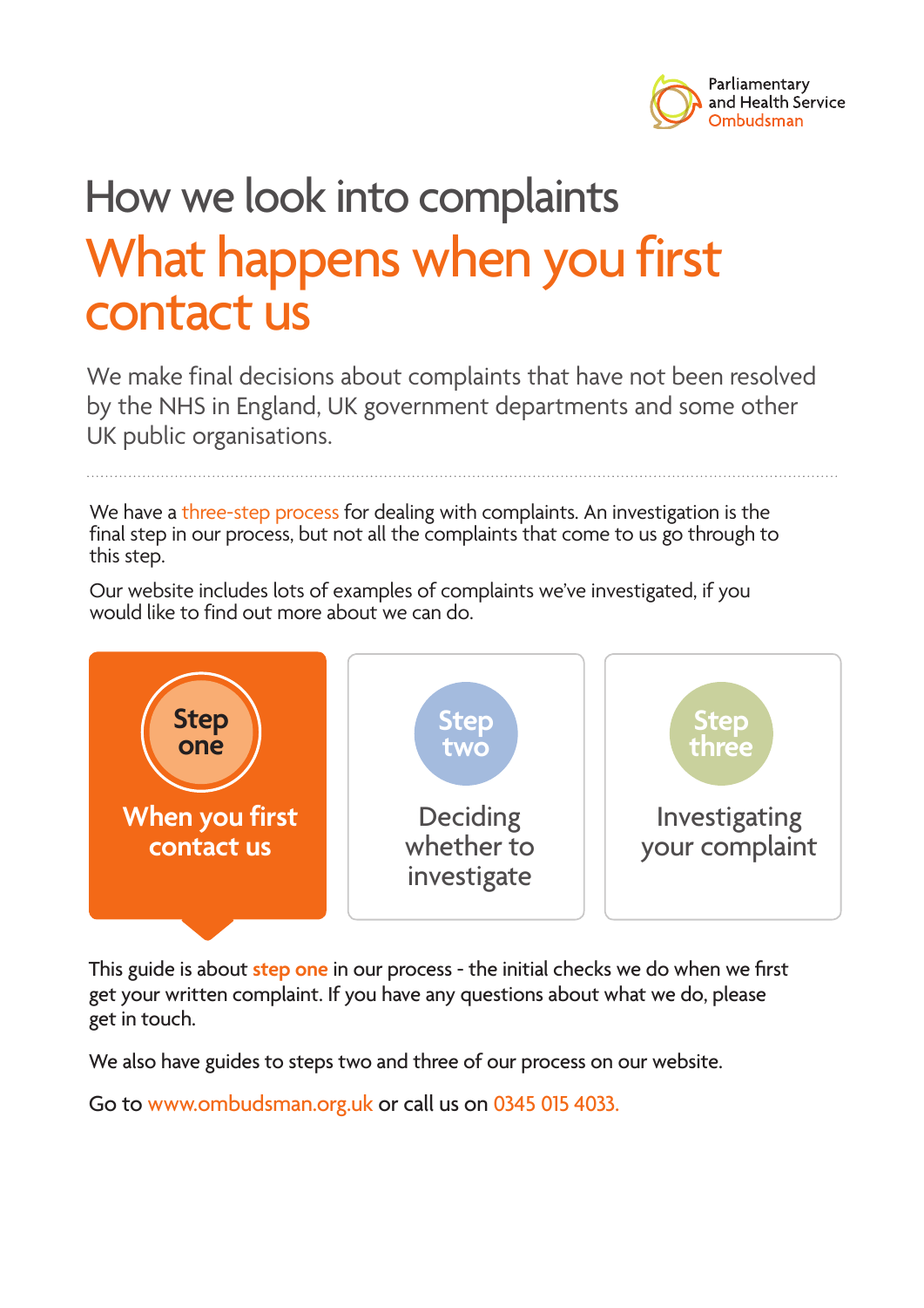Parliamentary and Health Service Ombudsman

# How we look into complaints

## What happens when you first contact us

We make final decisions about complaints that have not been resolved by the NHS in England, UK government departments and some other UK public organisations.

We have a three-step process for dealing with complaints. An investigation is the final step in our process, but not all the complaints that come to us go through to this step.

Our website includes lots of examples of complaints we've investigated, if you would like to find out more about we can do.

**Step one** – When you first contact us

**Step two** – Deciding whether to investigate

**Step three** – Investigating your complaint

This guide is about **step one** in our process - the initial checks we do when we first get your written complaint. If you have any questions about what we do, please get in touch.

We also have guides to steps two and three of our process on our website.

Go to www.ombudsman.org.uk or call us on 0345 015 4033.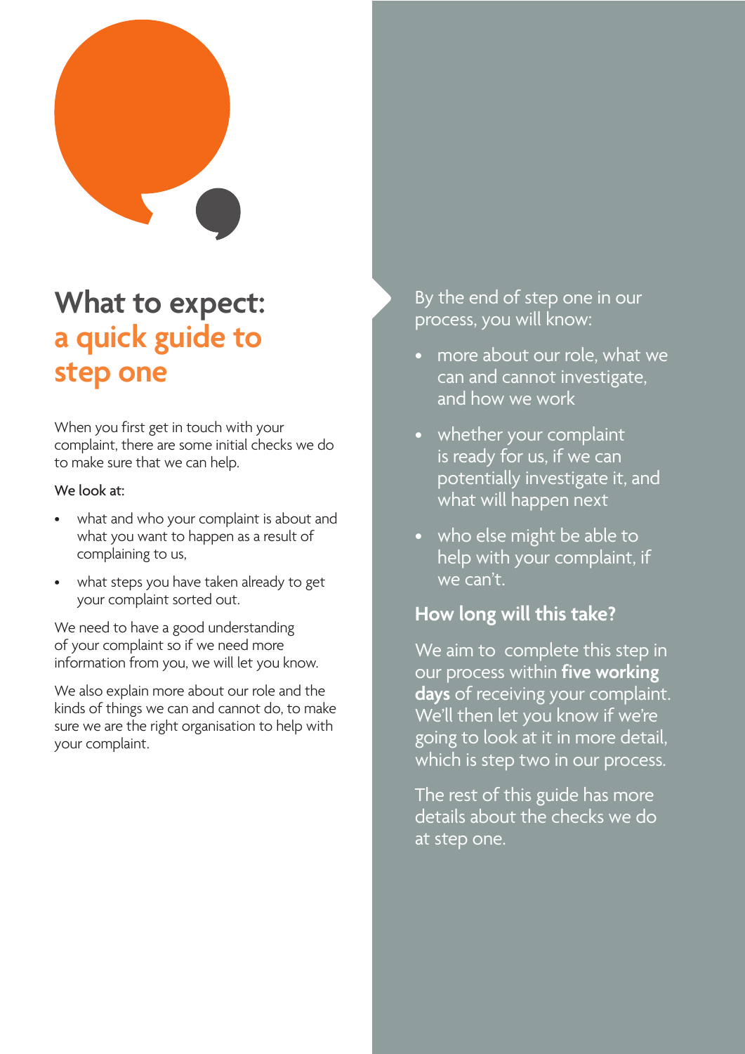# What to expect: a quick guide to step one

When you first get in touch with your complaint, there are some initial checks we do to make sure that we can help.

We look at:

- what and who your complaint is about and what you want to happen as a result of complaining to us,
- what steps you have taken already to get your complaint sorted out.

We need to have a good understanding of your complaint so if we need more information from you, we will let you know.

We also explain more about our role and the kinds of things we can and cannot do, to make sure we are the right organisation to help with your complaint.

By the end of step one in our process, you will know:

- more about our role, what we can and cannot investigate, and how we work
- whether your complaint is ready for us, if we can potentially investigate it, and what will happen next
- who else might be able to help with your complaint, if we can't.

## How long will this take?

We aim to complete this step in our process within **five working days** of receiving your complaint. We'll then let you know if we're going to look at it in more detail, which is step two in our process.

The rest of this guide has more details about the checks we do at step one.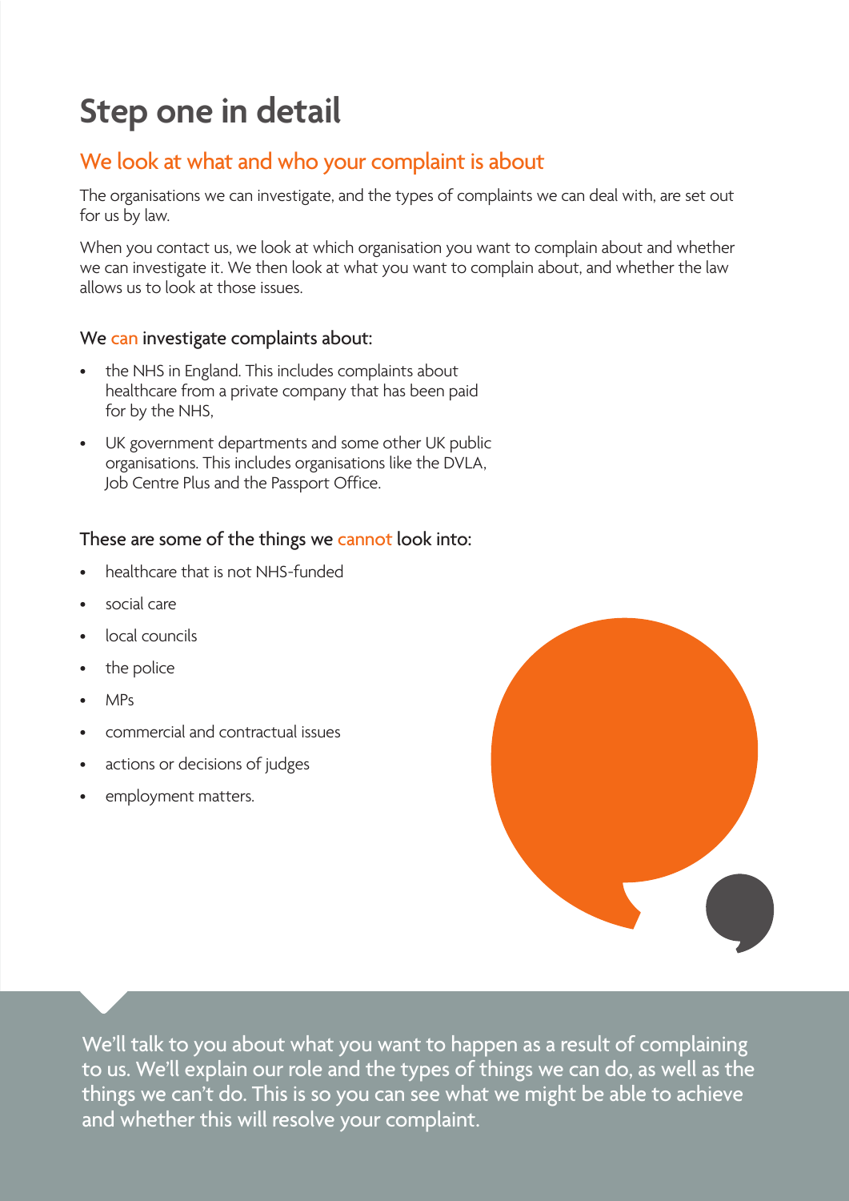# Step one in detail

## We look at what and who your complaint is about

The organisations we can investigate, and the types of complaints we can deal with, are set out for us by law.

When you contact us, we look at which organisation you want to complain about and whether we can investigate it. We then look at what you want to complain about, and whether the law allows us to look at those issues.

### We can investigate complaints about:

- the NHS in England. This includes complaints about healthcare from a private company that has been paid for by the NHS,
- UK government departments and some other UK public organisations. This includes organisations like the DVLA, Job Centre Plus and the Passport Office.

### These are some of the things we cannot look into:

- healthcare that is not NHS-funded
- social care
- local councils
- the police
- MPs
- commercial and contractual issues
- actions or decisions of judges
- employment matters.

We'll talk to you about what you want to happen as a result of complaining to us. We'll explain our role and the types of things we can do, as well as the things we can't do. This is so you can see what we might be able to achieve and whether this will resolve your complaint.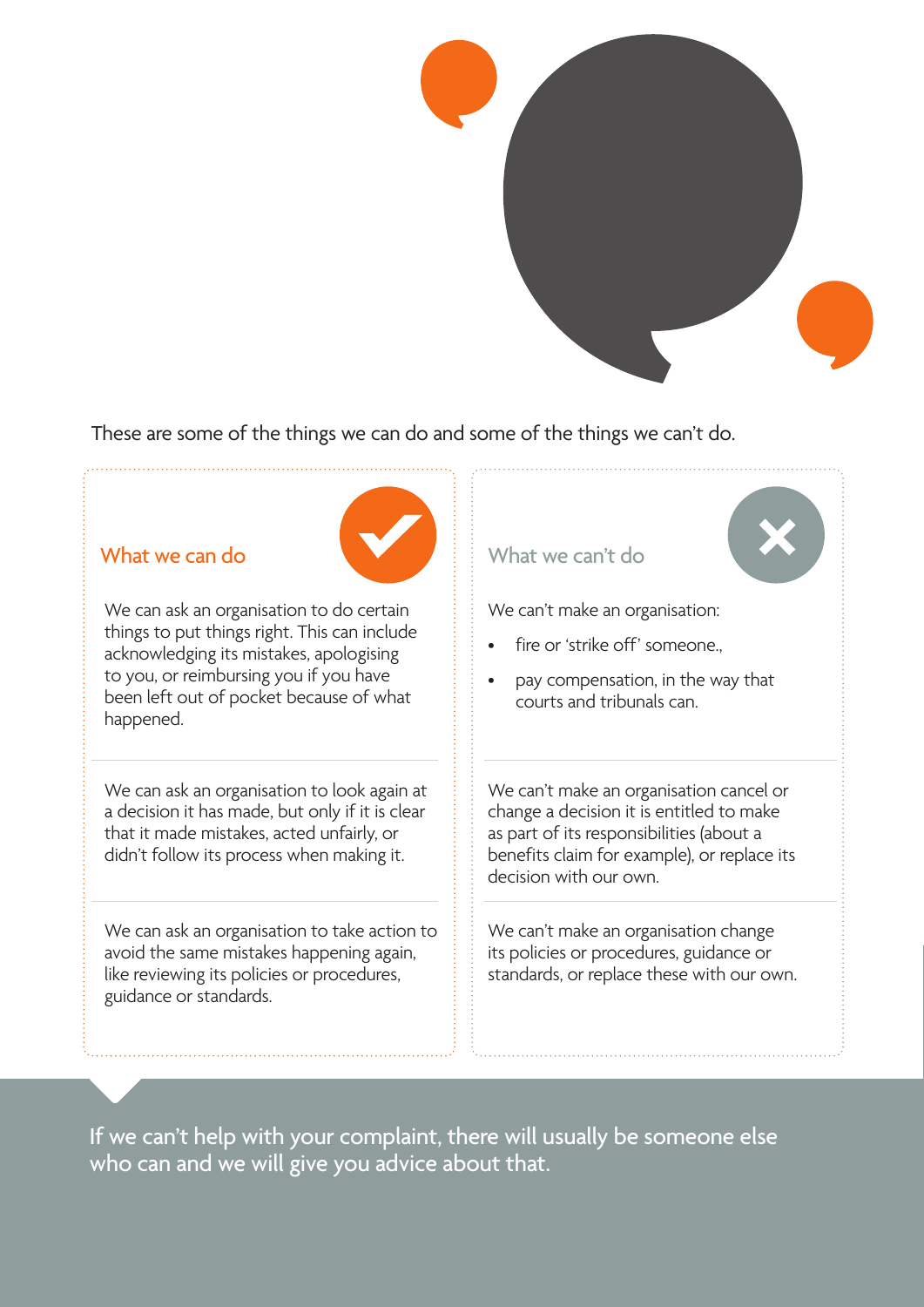These are some of the things we can do and some of the things we can't do.

| What we can do | What we can't do |
| --- | --- |
| We can ask an organisation to do certain things to put things right. This can include acknowledging its mistakes, apologising to you, or reimbursing you if you have been left out of pocket because of what happened. | We can't make an organisation:<br>• fire or 'strike off' someone.,<br>• pay compensation, in the way that courts and tribunals can. |
| We can ask an organisation to look again at a decision it has made, but only if it is clear that it made mistakes, acted unfairly, or didn't follow its process when making it. | We can't make an organisation cancel or change a decision it is entitled to make as part of its responsibilities (about a benefits claim for example), or replace its decision with our own. |
| We can ask an organisation to take action to avoid the same mistakes happening again, like reviewing its policies or procedures, guidance or standards. | We can't make an organisation change its policies or procedures, guidance or standards, or replace these with our own. |

If we can't help with your complaint, there will usually be someone else who can and we will give you advice about that.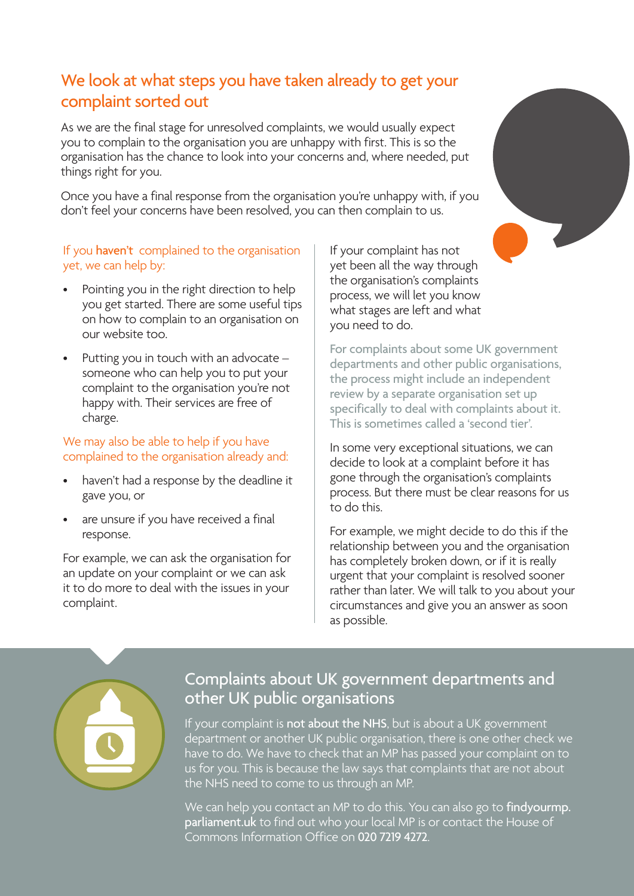## We look at what steps you have taken already to get your complaint sorted out

As we are the final stage for unresolved complaints, we would usually expect you to complain to the organisation you are unhappy with first. This is so the organisation has the chance to look into your concerns and, where needed, put things right for you.

Once you have a final response from the organisation you're unhappy with, if you don't feel your concerns have been resolved, you can then complain to us.

If you **haven't** complained to the organisation yet, we can help by:

- Pointing you in the right direction to help you get started. There are some useful tips on how to complain to an organisation on our website too.
- Putting you in touch with an advocate – someone who can help you to put your complaint to the organisation you're not happy with. Their services are free of charge.

We may also be able to help if you have complained to the organisation already and:

- haven't had a response by the deadline it gave you, or
- are unsure if you have received a final response.

For example, we can ask the organisation for an update on your complaint or we can ask it to do more to deal with the issues in your complaint.

If your complaint has not yet been all the way through the organisation's complaints process, we will let you know what stages are left and what you need to do.

For complaints about some UK government departments and other public organisations, the process might include an independent review by a separate organisation set up specifically to deal with complaints about it. This is sometimes called a 'second tier'.

In some very exceptional situations, we can decide to look at a complaint before it has gone through the organisation's complaints process. But there must be clear reasons for us to do this.

For example, we might decide to do this if the relationship between you and the organisation has completely broken down, or if it is really urgent that your complaint is resolved sooner rather than later. We will talk to you about your circumstances and give you an answer as soon as possible.

## Complaints about UK government departments and other UK public organisations

If your complaint is **not about the NHS**, but is about a UK government department or another UK public organisation, there is one other check we have to do. We have to check that an MP has passed your complaint on to us for you. This is because the law says that complaints that are not about the NHS need to come to us through an MP.

We can help you contact an MP to do this. You can also go to **findyourmp.parliament.uk** to find out who your local MP is or contact the House of Commons Information Office on **020 7219 4272**.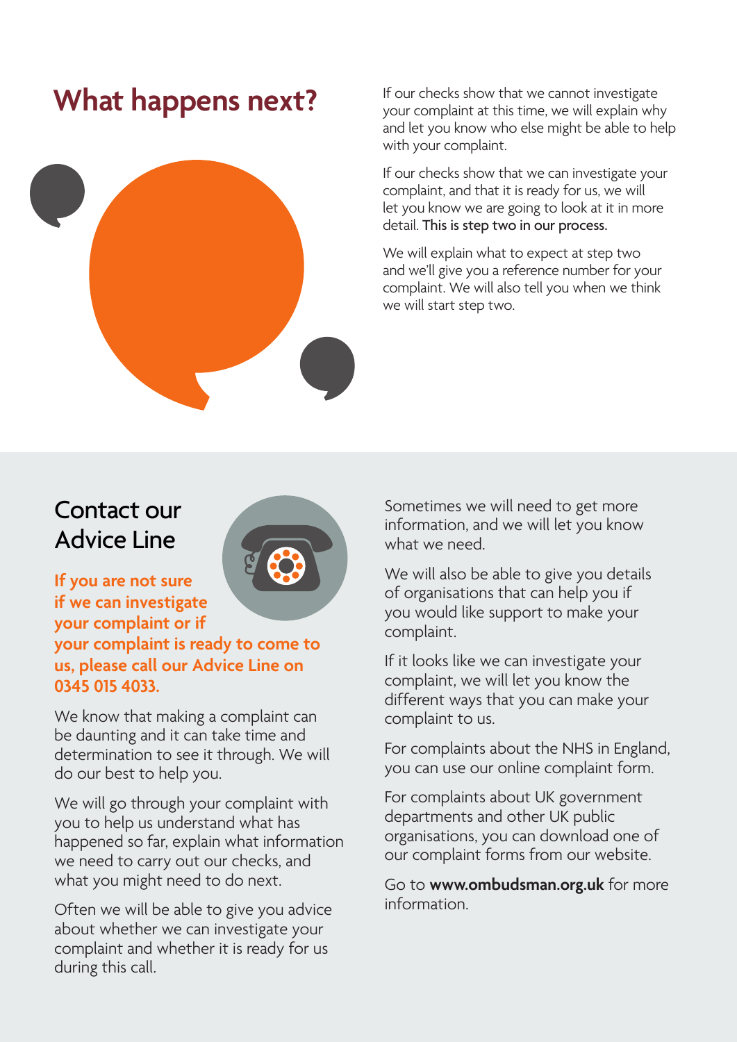## What happens next?

If our checks show that we cannot investigate your complaint at this time, we will explain why and let you know who else might be able to help with your complaint.

If our checks show that we can investigate your complaint, and that it is ready for us, we will let you know we are going to look at it in more detail. **This is step two in our process.**

We will explain what to expect at step two and we'll give you a reference number for your complaint. We will also tell you when we think we will start step two.

## Contact our Advice Line

**If you are not sure if we can investigate your complaint or if your complaint is ready to come to us, please call our Advice Line on 0345 015 4033.**

We know that making a complaint can be daunting and it can take time and determination to see it through. We will do our best to help you.

We will go through your complaint with you to help us understand what has happened so far, explain what information we need to carry out our checks, and what you might need to do next.

Often we will be able to give you advice about whether we can investigate your complaint and whether it is ready for us during this call.

Sometimes we will need to get more information, and we will let you know what we need.

We will also be able to give you details of organisations that can help you if you would like support to make your complaint.

If it looks like we can investigate your complaint, we will let you know the different ways that you can make your complaint to us.

For complaints about the NHS in England, you can use our online complaint form.

For complaints about UK government departments and other UK public organisations, you can download one of our complaint forms from our website.

Go to **www.ombudsman.org.uk** for more information.